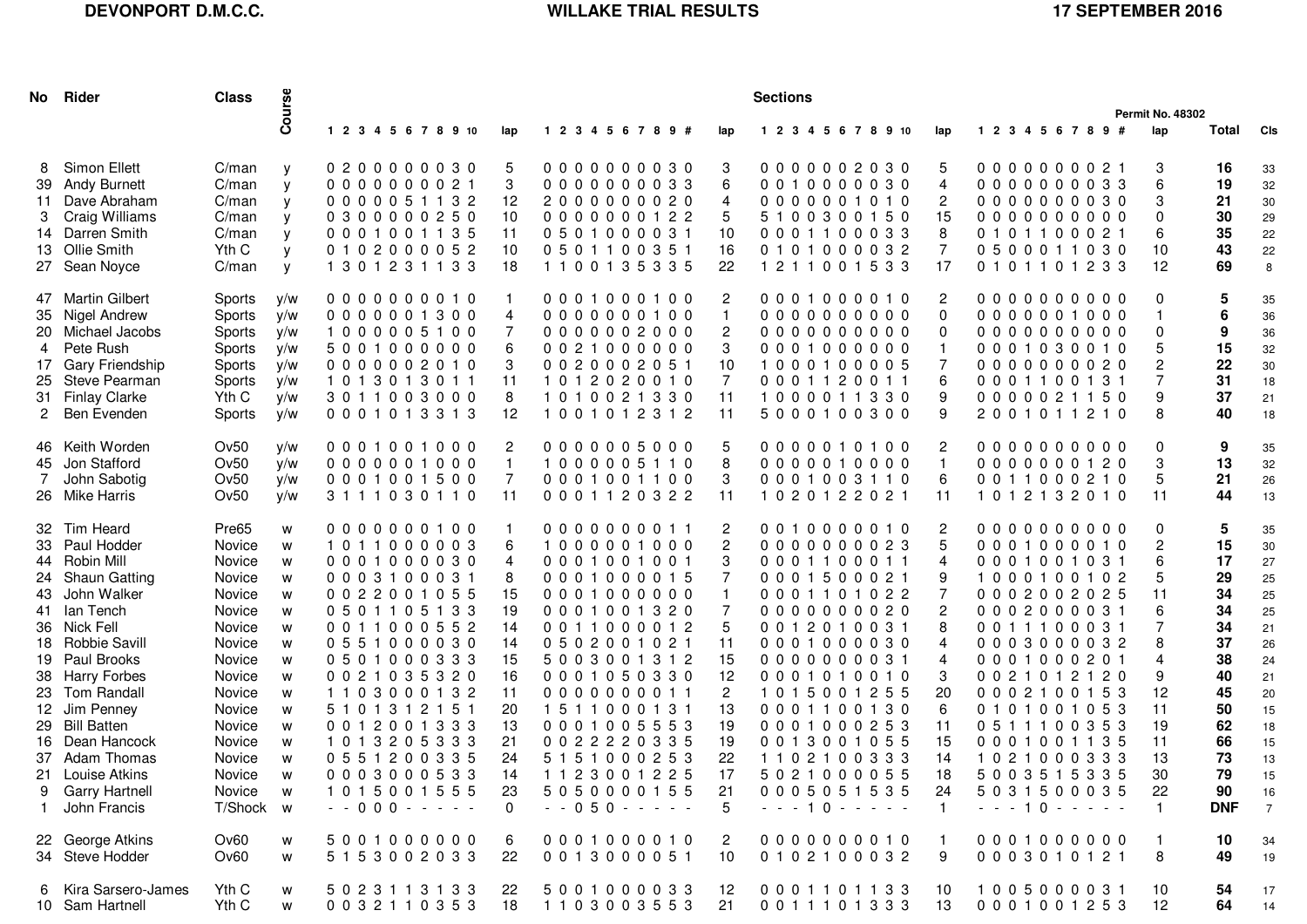**DEVONPORT D.M.C.C.** | **WILLAKE TRIAL RESULTS** | **17 SEPTEMBER 2016**

Permit No. 48302

| No | Rider | Class | Course | Sections 1 2 3 4 5 6 7 8 9 10 | lap | 1 2 3 4 5 6 7 8 9 # | lap | 1 2 3 4 5 6 7 8 9 10 | lap | 1 2 3 4 5 6 7 8 9 # | lap | Total | Cls |
|---|---|---|---|---|---|---|---|---|---|---|---|---|---|
| 8 | Simon Ellett | C/man | y | 0 2 0 0 0 0 0 0 3 0 | 5 | 0 0 0 0 0 0 0 0 3 0 | 3 | 0 0 0 0 0 0 2 0 3 0 | 5 | 0 0 0 0 0 0 0 0 2 1 | 3 | **16** | 33 |
| 39 | Andy Burnett | C/man | y | 0 0 0 0 0 0 0 0 2 1 | 3 | 0 0 0 0 0 0 0 0 3 3 | 6 | 0 0 1 0 0 0 0 0 3 0 | 4 | 0 0 0 0 0 0 0 0 3 3 | 6 | **19** | 32 |
| 11 | Dave Abraham | C/man | y | 0 0 0 0 0 5 1 1 3 2 | 12 | 2 0 0 0 0 0 0 0 2 0 | 4 | 0 0 0 0 0 0 1 0 1 0 | 2 | 0 0 0 0 0 0 0 0 3 0 | 3 | **21** | 30 |
| 3 | Craig Williams | C/man | y | 0 3 0 0 0 0 0 2 5 0 | 10 | 0 0 0 0 0 0 0 1 2 2 | 5 | 5 1 0 0 3 0 0 1 5 0 | 15 | 0 0 0 0 0 0 0 0 0 0 | 0 | **30** | 29 |
| 14 | Darren Smith | C/man | y | 0 0 0 1 0 0 1 1 3 5 | 11 | 0 5 0 1 0 0 0 0 3 1 | 10 | 0 0 0 1 1 0 0 0 3 3 | 8 | 0 1 0 1 1 0 0 0 2 1 | 6 | **35** | 22 |
| 13 | Ollie Smith | Yth C | y | 0 1 0 2 0 0 0 0 5 2 | 10 | 0 5 0 1 1 0 0 3 5 1 | 16 | 0 1 0 1 0 0 0 0 3 2 | 7 | 0 5 0 0 0 1 1 0 3 0 | 10 | **43** | 22 |
| 27 | Sean Noyce | C/man | y | 1 3 0 1 2 3 1 1 3 3 | 18 | 1 1 0 0 1 3 5 3 3 5 | 22 | 1 2 1 1 0 0 1 5 3 3 | 17 | 0 1 0 1 1 0 1 2 3 3 | 12 | **69** | 8 |
| 47 | Martin Gilbert | Sports | y/w | 0 0 0 0 0 0 0 0 1 0 | 1 | 0 0 0 1 0 0 0 1 0 0 | 2 | 0 0 0 1 0 0 0 0 1 0 | 2 | 0 0 0 0 0 0 0 0 0 0 | 0 | **5** | 35 |
| 35 | Nigel Andrew | Sports | y/w | 0 0 0 0 0 0 1 3 0 0 | 4 | 0 0 0 0 0 0 0 1 0 0 | 1 | 0 0 0 0 0 0 0 0 0 0 | 0 | 0 0 0 0 0 0 1 0 0 0 | 1 | **6** | 36 |
| 20 | Michael Jacobs | Sports | y/w | 1 0 0 0 0 0 5 1 0 0 | 7 | 0 0 0 0 0 0 2 0 0 0 | 2 | 0 0 0 0 0 0 0 0 0 0 | 0 | 0 0 0 0 0 0 0 0 0 0 | 0 | **9** | 36 |
| 4 | Pete Rush | Sports | y/w | 5 0 0 1 0 0 0 0 0 0 | 6 | 0 0 2 1 0 0 0 0 0 0 | 3 | 0 0 0 1 0 0 0 0 0 0 | 1 | 0 0 0 1 0 3 0 0 1 0 | 5 | **15** | 32 |
| 17 | Gary Friendship | Sports | y/w | 0 0 0 0 0 0 2 0 1 0 | 3 | 0 0 2 0 0 0 2 0 5 1 | 10 | 1 0 0 0 1 0 0 0 0 5 | 7 | 0 0 0 0 0 0 0 0 2 0 | 2 | **22** | 30 |
| 25 | Steve Pearman | Sports | y/w | 1 0 1 3 0 1 3 0 1 1 | 11 | 1 0 1 2 0 2 0 0 1 0 | 7 | 0 0 0 1 1 2 0 0 1 1 | 6 | 0 0 0 1 1 0 0 1 3 1 | 7 | **31** | 18 |
| 31 | Finlay Clarke | Yth C | y/w | 3 0 1 1 0 0 3 0 0 0 | 8 | 1 0 1 0 0 2 1 3 3 0 | 11 | 1 0 0 0 0 1 1 3 3 0 | 9 | 0 0 0 0 0 2 1 1 5 0 | 9 | **37** | 21 |
| 2 | Ben Evenden | Sports | y/w | 0 0 0 1 0 1 3 3 1 3 | 12 | 1 0 0 1 0 1 2 3 1 2 | 11 | 5 0 0 0 1 0 0 3 0 0 | 9 | 2 0 0 1 0 1 1 2 1 0 | 8 | **40** | 18 |
| 46 | Keith Worden | Ov50 | y/w | 0 0 0 1 0 0 1 0 0 0 | 2 | 0 0 0 0 0 0 5 0 0 0 | 5 | 0 0 0 0 0 1 0 1 0 0 | 2 | 0 0 0 0 0 0 0 0 0 0 | 0 | **9** | 35 |
| 45 | Jon Stafford | Ov50 | y/w | 0 0 0 0 0 0 1 0 0 0 | 1 | 1 0 0 0 0 0 5 1 1 0 | 8 | 0 0 0 0 0 1 0 0 0 0 | 1 | 0 0 0 0 0 0 0 1 2 0 | 3 | **13** | 32 |
| 7 | John Sabotig | Ov50 | y/w | 0 0 0 1 0 0 1 5 0 0 | 7 | 0 0 0 1 0 0 1 1 0 0 | 3 | 0 0 0 1 0 0 3 1 1 0 | 6 | 0 0 1 1 0 0 0 2 1 0 | 5 | **21** | 26 |
| 26 | Mike Harris | Ov50 | y/w | 3 1 1 1 0 3 0 1 1 0 | 11 | 0 0 0 1 1 2 0 3 2 2 | 11 | 1 0 2 0 1 2 2 0 2 1 | 11 | 1 0 1 2 1 3 2 0 1 0 | 11 | **44** | 13 |
| 32 | Tim Heard | Pre65 | w | 0 0 0 0 0 0 0 1 0 0 | 1 | 0 0 0 0 0 0 0 0 1 1 | 2 | 0 0 1 0 0 0 0 0 1 0 | 2 | 0 0 0 0 0 0 0 0 0 0 | 0 | **5** | 35 |
| 33 | Paul Hodder | Novice | w | 1 0 1 1 0 0 0 0 0 3 | 6 | 1 0 0 0 0 0 1 0 0 0 | 2 | 0 0 0 0 0 0 0 0 2 3 | 5 | 0 0 0 1 0 0 0 0 1 0 | 2 | **15** | 30 |
| 44 | Robin Mill | Novice | w | 0 0 0 1 0 0 0 0 3 0 | 4 | 0 0 0 1 0 0 1 0 0 1 | 3 | 0 0 0 1 1 0 0 0 1 1 | 4 | 0 0 0 1 0 0 1 0 3 1 | 6 | **17** | 27 |
| 24 | Shaun Gatting | Novice | w | 0 0 0 3 1 0 0 0 3 1 | 8 | 0 0 0 1 0 0 0 0 1 5 | 7 | 0 0 0 1 5 0 0 0 2 1 | 9 | 1 0 0 0 1 0 0 1 0 2 | 5 | **29** | 25 |
| 43 | John Walker | Novice | w | 0 0 2 2 0 0 1 0 5 5 | 15 | 0 0 0 1 0 0 0 0 0 0 | 1 | 0 0 0 1 1 0 1 0 2 2 | 7 | 0 0 0 2 0 0 2 0 2 5 | 11 | **34** | 25 |
| 41 | Ian Tench | Novice | w | 0 5 0 1 1 0 5 1 3 3 | 19 | 0 0 0 1 0 0 1 3 2 0 | 7 | 0 0 0 0 0 0 0 0 2 0 | 2 | 0 0 0 2 0 0 0 0 3 1 | 6 | **34** | 25 |
| 36 | Nick Fell | Novice | w | 0 0 1 1 0 0 0 5 5 2 | 14 | 0 0 1 1 0 0 0 0 1 2 | 5 | 0 0 1 2 0 1 0 0 3 1 | 8 | 0 0 1 1 1 0 0 0 3 1 | 7 | **34** | 21 |
| 18 | Robbie Savill | Novice | w | 0 5 5 1 0 0 0 0 3 0 | 14 | 0 5 0 2 0 0 1 0 2 1 | 11 | 0 0 0 1 0 0 0 0 3 0 | 4 | 0 0 0 3 0 0 0 0 3 2 | 8 | **37** | 26 |
| 19 | Paul Brooks | Novice | w | 0 5 0 1 0 0 0 3 3 3 | 15 | 5 0 0 3 0 0 1 3 1 2 | 15 | 0 0 0 0 0 0 0 0 3 1 | 4 | 0 0 0 1 0 0 0 2 0 1 | 4 | **38** | 24 |
| 38 | Harry Forbes | Novice | w | 0 0 2 1 0 3 5 3 2 0 | 16 | 0 0 0 1 0 5 0 3 3 0 | 12 | 0 0 0 1 0 1 0 0 1 0 | 3 | 0 0 2 1 0 1 2 1 2 0 | 9 | **40** | 21 |
| 23 | Tom Randall | Novice | w | 1 1 0 3 0 0 0 1 3 2 | 11 | 0 0 0 0 0 0 0 0 1 1 | 2 | 1 0 1 5 0 0 1 2 5 5 | 20 | 0 0 0 2 1 0 0 1 5 3 | 12 | **45** | 20 |
| 12 | Jim Penney | Novice | w | 5 1 0 1 3 1 2 1 5 1 | 20 | 1 5 1 1 0 0 0 1 3 1 | 13 | 0 0 0 1 1 0 0 1 3 0 | 6 | 0 1 0 1 0 0 1 0 5 3 | 11 | **50** | 15 |
| 29 | Bill Batten | Novice | w | 0 0 1 2 0 0 1 3 3 3 | 13 | 0 0 0 1 0 0 5 5 5 3 | 19 | 0 0 0 1 0 0 0 2 5 3 | 11 | 0 5 1 1 1 0 0 3 5 3 | 19 | **62** | 18 |
| 16 | Dean Hancock | Novice | w | 1 0 1 3 2 0 5 3 3 3 | 21 | 0 0 2 2 2 2 0 3 3 5 | 19 | 0 0 1 3 0 0 1 0 5 5 | 15 | 0 0 0 1 0 0 1 1 3 5 | 11 | **66** | 15 |
| 37 | Adam Thomas | Novice | w | 0 5 5 1 2 0 0 3 3 5 | 24 | 5 1 5 1 0 0 0 2 5 3 | 22 | 1 1 0 2 1 0 0 3 3 3 | 14 | 1 0 2 1 0 0 0 3 3 3 | 13 | **73** | 13 |
| 21 | Louise Atkins | Novice | w | 0 0 0 3 0 0 0 5 3 3 | 14 | 1 1 2 3 0 0 1 2 2 5 | 17 | 5 0 2 1 0 0 0 0 5 5 | 18 | 5 0 0 3 5 1 5 3 3 5 | 30 | **79** | 15 |
| 9 | Garry Hartnell | Novice | w | 1 0 1 5 0 0 1 5 5 5 | 23 | 5 0 5 0 0 0 0 1 5 5 | 21 | 0 0 0 5 0 5 1 5 3 5 | 24 | 5 0 3 1 5 0 0 0 3 5 | 22 | **90** | 16 |
| 1 | John Francis | T/Shock | w | - - 0 0 0 - - - - - | 0 | - - 0 5 0 - - - - - | 5 | - - - 1 0 - - - - - | 1 | - - - 1 0 - - - - - | 1 | **DNF** | 7 |
| 22 | George Atkins | Ov60 | w | 5 0 0 1 0 0 0 0 0 0 | 6 | 0 0 0 1 0 0 0 0 1 0 | 2 | 0 0 0 0 0 0 0 0 1 0 | 1 | 0 0 0 1 0 0 0 0 0 0 | 1 | **10** | 34 |
| 34 | Steve Hodder | Ov60 | w | 5 1 5 3 0 0 2 0 3 3 | 22 | 0 0 1 3 0 0 0 0 5 1 | 10 | 0 1 0 2 1 0 0 0 3 2 | 9 | 0 0 0 3 0 1 0 1 2 1 | 8 | **49** | 19 |
| 6 | Kira Sarsero-James | Yth C | w | 5 0 2 3 1 1 3 1 3 3 | 22 | 5 0 0 1 0 0 0 0 3 3 | 12 | 0 0 0 1 1 0 1 1 3 3 | 10 | 1 0 0 5 0 0 0 0 3 1 | 10 | **54** | 17 |
| 10 | Sam Hartnell | Yth C | w | 0 0 3 2 1 1 0 3 5 3 | 18 | 1 1 0 3 0 0 3 5 5 3 | 21 | 0 0 1 1 1 0 1 3 3 3 | 13 | 0 0 0 1 0 0 1 2 5 3 | 12 | **64** | 14 |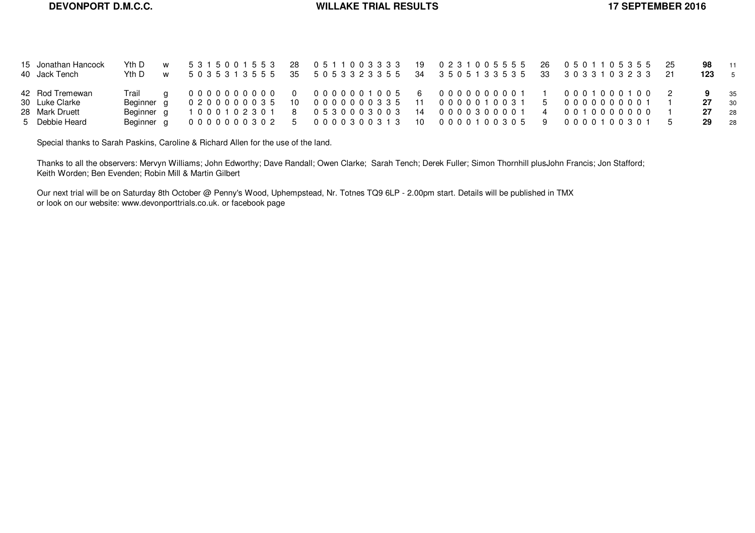| | | | | | | | | | | | | |
|---|---|---|---|---|---|---|---|---|---|---|---|---|
| 15 | Jonathan Hancock | Yth D | w | 5 3 1 5 0 0 1 5 5 3 | 28 | 0 5 1 1 0 0 3 3 3 3 | 19 | 0 2 3 1 0 0 5 5 5 5 | 26 | 0 5 0 1 1 0 5 3 5 5 | 25 | **98** | 11 |
| 40 | Jack Tench | Yth D | w | 5 0 3 5 3 1 3 5 5 5 | 35 | 5 0 5 3 3 2 3 3 5 5 | 34 | 3 5 0 5 1 3 3 5 3 5 | 33 | 3 0 3 3 1 0 3 2 3 3 | 21 | **123** | 5 |
| 42 | Rod Tremewan | Trail | g | 0 0 0 0 0 0 0 0 0 0 | 0 | 0 0 0 0 0 0 1 0 0 5 | 6 | 0 0 0 0 0 0 0 0 0 1 | 1 | 0 0 0 1 0 0 0 1 0 0 | 2 | **9** | 35 |
| 30 | Luke Clarke | Beginner | g | 0 2 0 0 0 0 0 0 3 5 | 10 | 0 0 0 0 0 0 0 3 3 5 | 11 | 0 0 0 0 0 1 0 0 3 1 | 5 | 0 0 0 0 0 0 0 0 0 1 | 1 | **27** | 30 |
| 28 | Mark Druett | Beginner | g | 1 0 0 0 1 0 2 3 0 1 | 8 | 0 5 3 0 0 0 3 0 0 3 | 14 | 0 0 0 0 3 0 0 0 0 1 | 4 | 0 0 1 0 0 0 0 0 0 0 | 1 | **27** | 28 |
| 5 | Debbie Heard | Beginner | g | 0 0 0 0 0 0 0 3 0 2 | 5 | 0 0 0 0 3 0 0 3 1 3 | 10 | 0 0 0 0 1 0 0 3 0 5 | 9 | 0 0 0 0 1 0 0 3 0 1 | 5 | **29** | 28 |

Special thanks to Sarah Paskins, Caroline & Richard Allen for the use of the land.

Thanks to all the observers: Mervyn Williams; John Edworthy; Dave Randall; Owen Clarke; Sarah Tench; Derek Fuller; Simon Thornhill plusJohn Francis; Jon Stafford; Keith Worden; Ben Evenden; Robin Mill & Martin Gilbert

Our next trial will be on Saturday 8th October @ Penny's Wood, Uphempstead, Nr. Totnes TQ9 6LP - 2.00pm start. Details will be published in TMX or look on our website: www.devonporttrials.co.uk. or facebook page